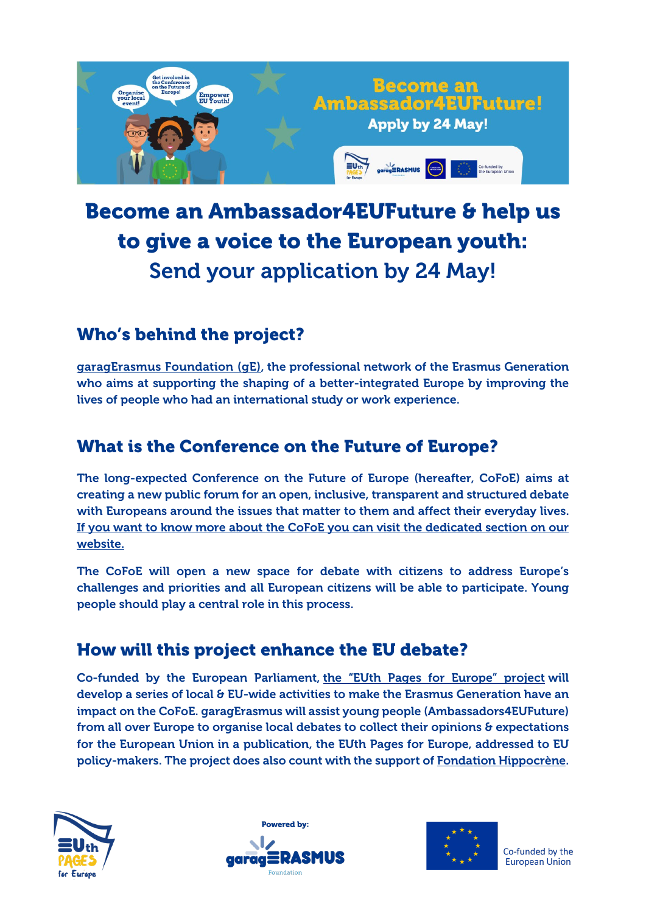# Become an Ambassador4EUFuture & help us to give a voice to the European youth:

Send your application by 24 May!

## Who's behind the project?

garagErasmus Foundation (gE), the professional network of the Erasmus Generation who aims at supporting the shaping of a better-integrated Europe by improving the lives of people who had an international study or work experience.

## What is the Conference on the Future of Europe?

The long-expected Conference on the Future of Europe (hereafter, CoFoE) aims at creating a new public forum for an open, inclusive, transparent and structured debate with Europeans around the issues that matter to them and affect their everyday lives. If you want to know more about the CoFoE you can visit the dedicated section on our website.

The CoFoE will open a new space for debate with citizens to address Europe's challenges and priorities and all European citizens will be able to participate. Young people should play a central role in this process.

## How will this project enhance the EU debate?

Co-funded by the European Parliament, the "EUth Pages for Europe" project will develop a series of local & EU-wide activities to make the Erasmus Generation have an impact on the CoFoE. garagErasmus will assist young people (Ambassadors4EUFuture) from all over Europe to organise local debates to collect their opinions & expectations for the European Union in a publication, the EUth Pages for Europe, addressed to EU policy-makers. The project does also count with the support of Fondation Hippocrène.

Powered by: garagERASMUS Foundation

Co-funded by the European Union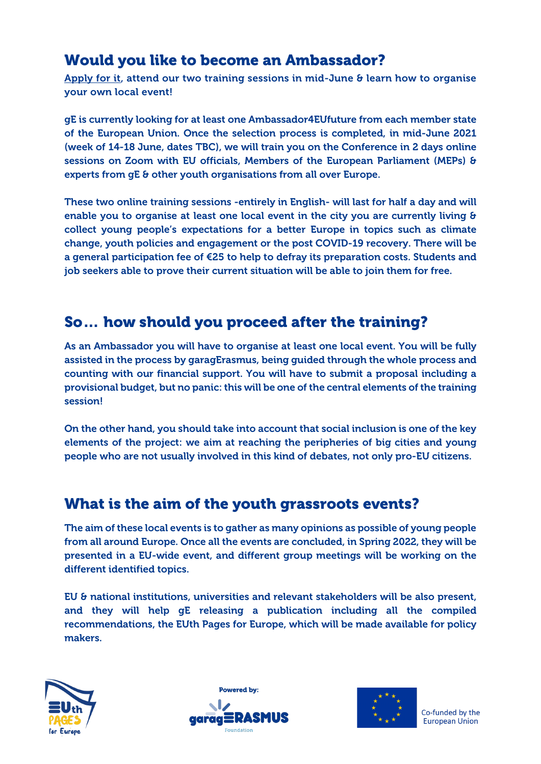## Would you like to become an Ambassador?

Apply for it, attend our two training sessions in mid-June & learn how to organise your own local event!

gE is currently looking for at least one Ambassador4EUfuture from each member state of the European Union. Once the selection process is completed, in mid-June 2021 (week of 14-18 June, dates TBC), we will train you on the Conference in 2 days online sessions on Zoom with EU officials, Members of the European Parliament (MEPs) & experts from gE & other youth organisations from all over Europe.

These two online training sessions -entirely in English- will last for half a day and will enable you to organise at least one local event in the city you are currently living & collect young people's expectations for a better Europe in topics such as climate change, youth policies and engagement or the post COVID-19 recovery. There will be a general participation fee of €25 to help to defray its preparation costs. Students and job seekers able to prove their current situation will be able to join them for free.

## So… how should you proceed after the training?

As an Ambassador you will have to organise at least one local event. You will be fully assisted in the process by garagErasmus, being guided through the whole process and counting with our financial support. You will have to submit a proposal including a provisional budget, but no panic: this will be one of the central elements of the training session!

On the other hand, you should take into account that social inclusion is one of the key elements of the project: we aim at reaching the peripheries of big cities and young people who are not usually involved in this kind of debates, not only pro-EU citizens.

## What is the aim of the youth grassroots events?

The aim of these local events is to gather as many opinions as possible of young people from all around Europe. Once all the events are concluded, in Spring 2022, they will be presented in a EU-wide event, and different group meetings will be working on the different identified topics.

EU & national institutions, universities and relevant stakeholders will be also present, and they will help gE releasing a publication including all the compiled recommendations, the EUth Pages for Europe, which will be made available for policy makers.

EUth PAGES for Europe

Powered by: garagERASMUS Foundation

Co-funded by the European Union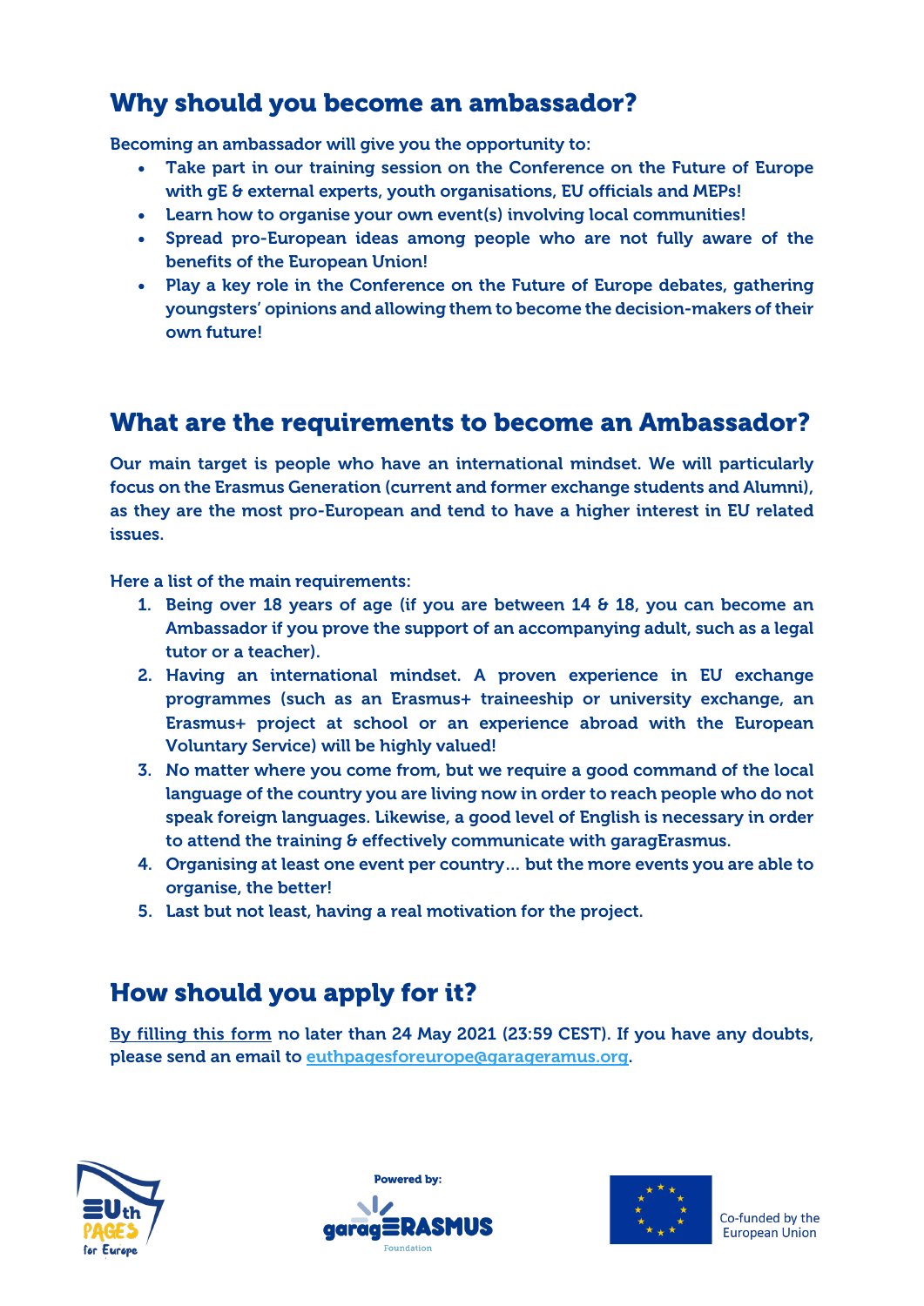## Why should you become an ambassador?

Becoming an ambassador will give you the opportunity to:

- Take part in our training session on the Conference on the Future of Europe with gE & external experts, youth organisations, EU officials and MEPs!
- Learn how to organise your own event(s) involving local communities!
- Spread pro-European ideas among people who are not fully aware of the benefits of the European Union!
- Play a key role in the Conference on the Future of Europe debates, gathering youngsters' opinions and allowing them to become the decision-makers of their own future!

## What are the requirements to become an Ambassador?

Our main target is people who have an international mindset. We will particularly focus on the Erasmus Generation (current and former exchange students and Alumni), as they are the most pro-European and tend to have a higher interest in EU related issues.

Here a list of the main requirements:

1. Being over 18 years of age (if you are between 14 & 18, you can become an Ambassador if you prove the support of an accompanying adult, such as a legal tutor or a teacher).
2. Having an international mindset. A proven experience in EU exchange programmes (such as an Erasmus+ traineeship or university exchange, an Erasmus+ project at school or an experience abroad with the European Voluntary Service) will be highly valued!
3. No matter where you come from, but we require a good command of the local language of the country you are living now in order to reach people who do not speak foreign languages. Likewise, a good level of English is necessary in order to attend the training & effectively communicate with garagErasmus.
4. Organising at least one event per country… but the more events you are able to organise, the better!
5. Last but not least, having a real motivation for the project.

## How should you apply for it?

By filling this form no later than 24 May 2021 (23:59 CEST). If you have any doubts, please send an email to euthpagesforeurope@garageramus.org.

EUth PAGES for Europe

Powered by: garagERASMUS Foundation

Co-funded by the European Union